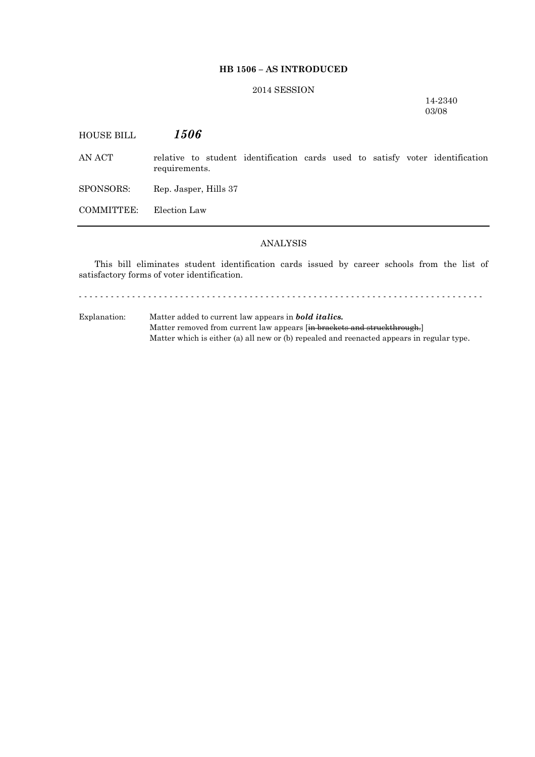**HB 1506 – AS INTRODUCED**

2014 SESSION

14-2340
03/08

HOUSE BILL ***1506***

AN ACT relative to student identification cards used to satisfy voter identification requirements.

SPONSORS: Rep. Jasper, Hills 37

COMMITTEE: Election Law

---

ANALYSIS

This bill eliminates student identification cards issued by career schools from the list of satisfactory forms of voter identification.

- - - - - - - - - - - - - - - - - - - - - - - - - - - - - - - - - - - - - - - - - - - - - - - - - - - - - - - - - - - - - - - - - - - - - - - - -

Explanation: Matter added to current law appears in ***bold italics.***
Matter removed from current law appears [~~in brackets and struckthrough.~~]
Matter which is either (a) all new or (b) repealed and reenacted appears in regular type.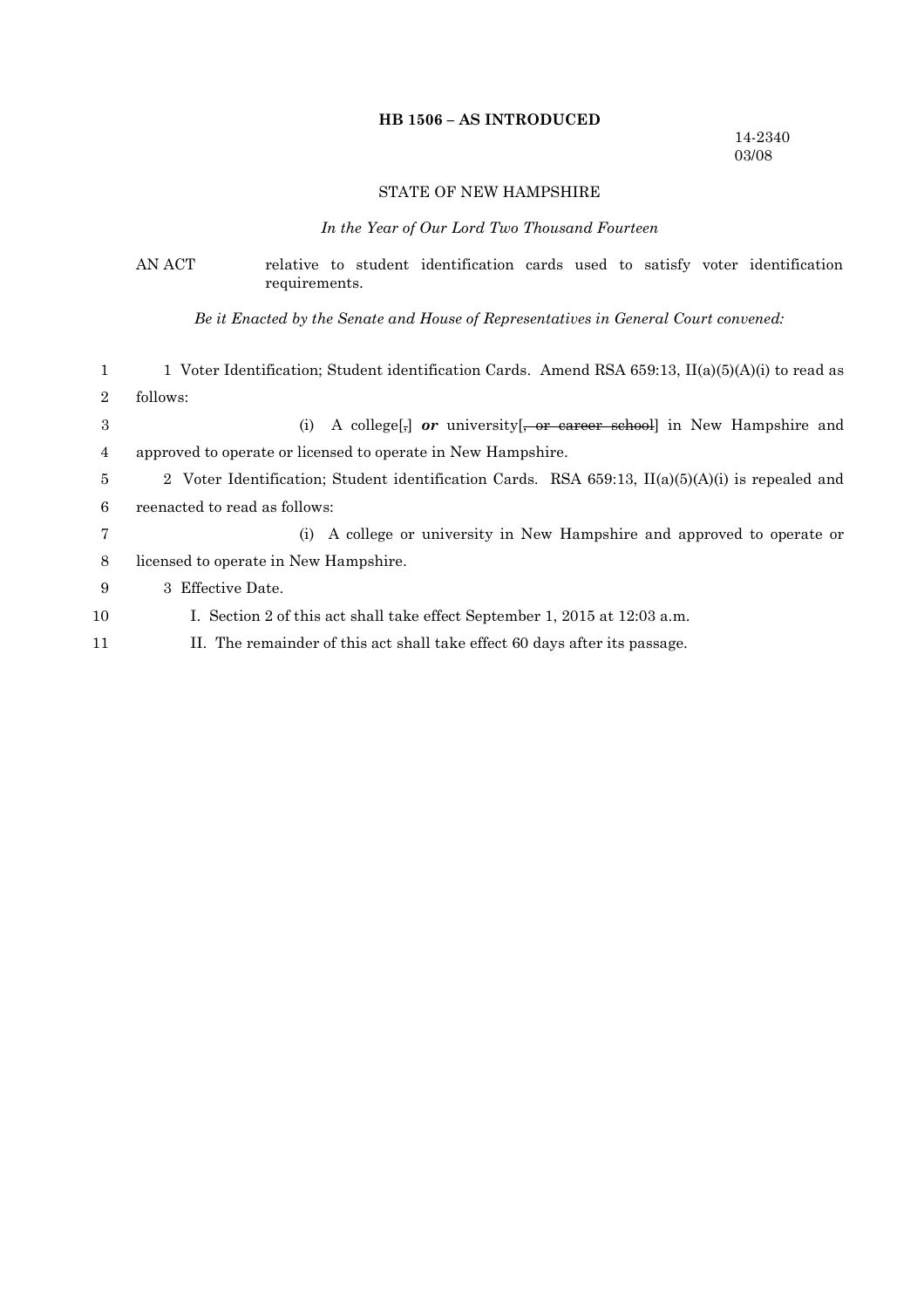**HB 1506 – AS INTRODUCED**

14-2340
03/08

STATE OF NEW HAMPSHIRE

*In the Year of Our Lord Two Thousand Fourteen*

AN ACT relative to student identification cards used to satisfy voter identification requirements.

*Be it Enacted by the Senate and House of Representatives in General Court convened:*

1 1 Voter Identification; Student identification Cards. Amend RSA 659:13, II(a)(5)(A)(i) to read as
2 follows:
3 (i) A college[~~,~~] ***or*** university[~~, or career school~~] in New Hampshire and
4 approved to operate or licensed to operate in New Hampshire.
5 2 Voter Identification; Student identification Cards. RSA 659:13, II(a)(5)(A)(i) is repealed and
6 reenacted to read as follows:
7 (i) A college or university in New Hampshire and approved to operate or
8 licensed to operate in New Hampshire.
9 3 Effective Date.
10 I. Section 2 of this act shall take effect September 1, 2015 at 12:03 a.m.
11 II. The remainder of this act shall take effect 60 days after its passage.